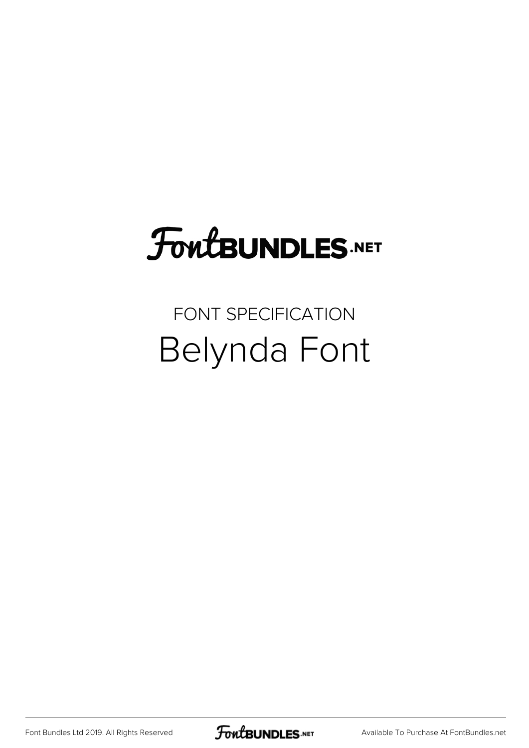FontBUNDLES.NET

FONT SPECIFICATION

# Belynda Font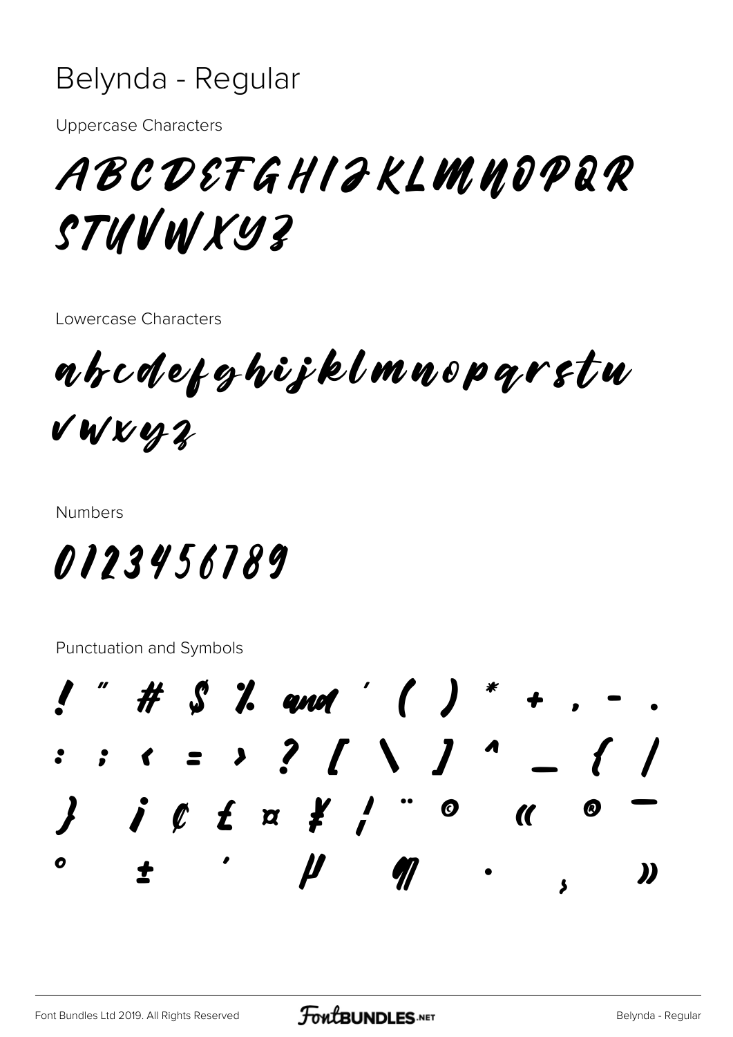# Belynda - Regular

Uppercase Characters

ABCDEFGHIJKLMNOPQR
STUVWXYZ

Lowercase Characters

abcdefghijklmnopqrstu
vwxyz

Numbers

0123456789

Punctuation and Symbols

! " # $ % and ' ( ) * + , - .
: ; < = > ? [ \ ] ^ _ { /
} ¡ ¢ £ ¤ ¥ ¦ ¨ © « ® ¯
° ± ´ µ ¶ · ¸ »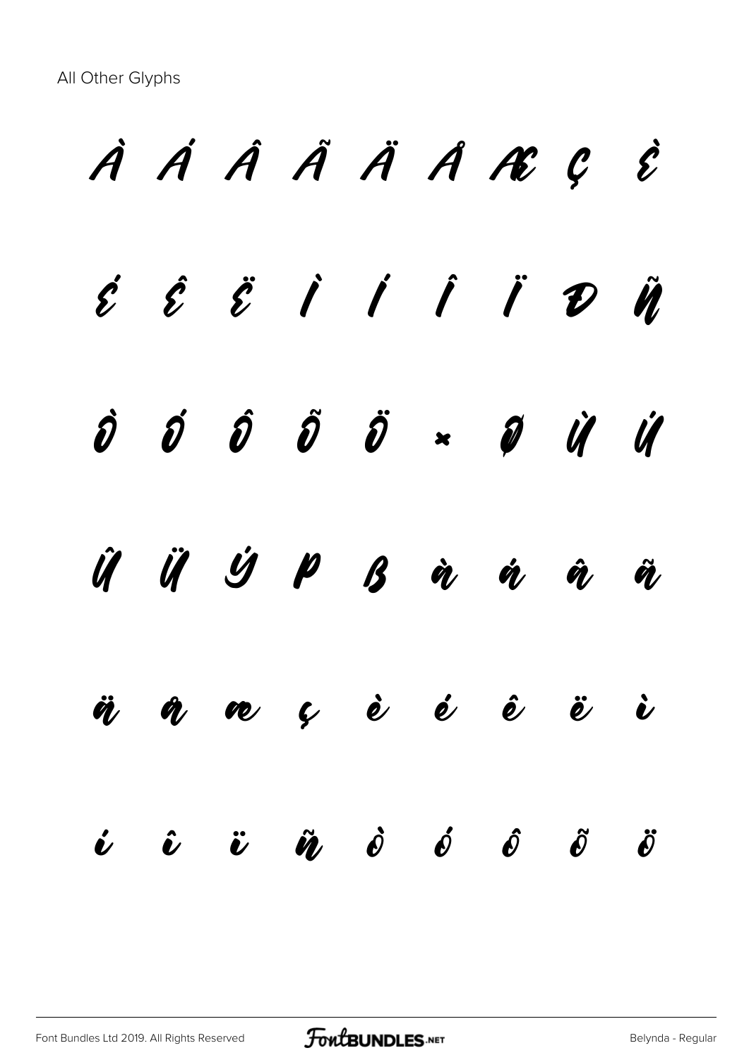All Other Glyphs

À Á Â Ã Ä Å Æ Ç È

É Ê Ë Ì Í Î Ï Ð Ñ

Ò Ó Ô Õ Ö × Ø Ù Ú

Û Ü Ý Þ ß à á â ã

ä å æ ç è é ê ë ì

í î ï ñ ò ó ô õ ö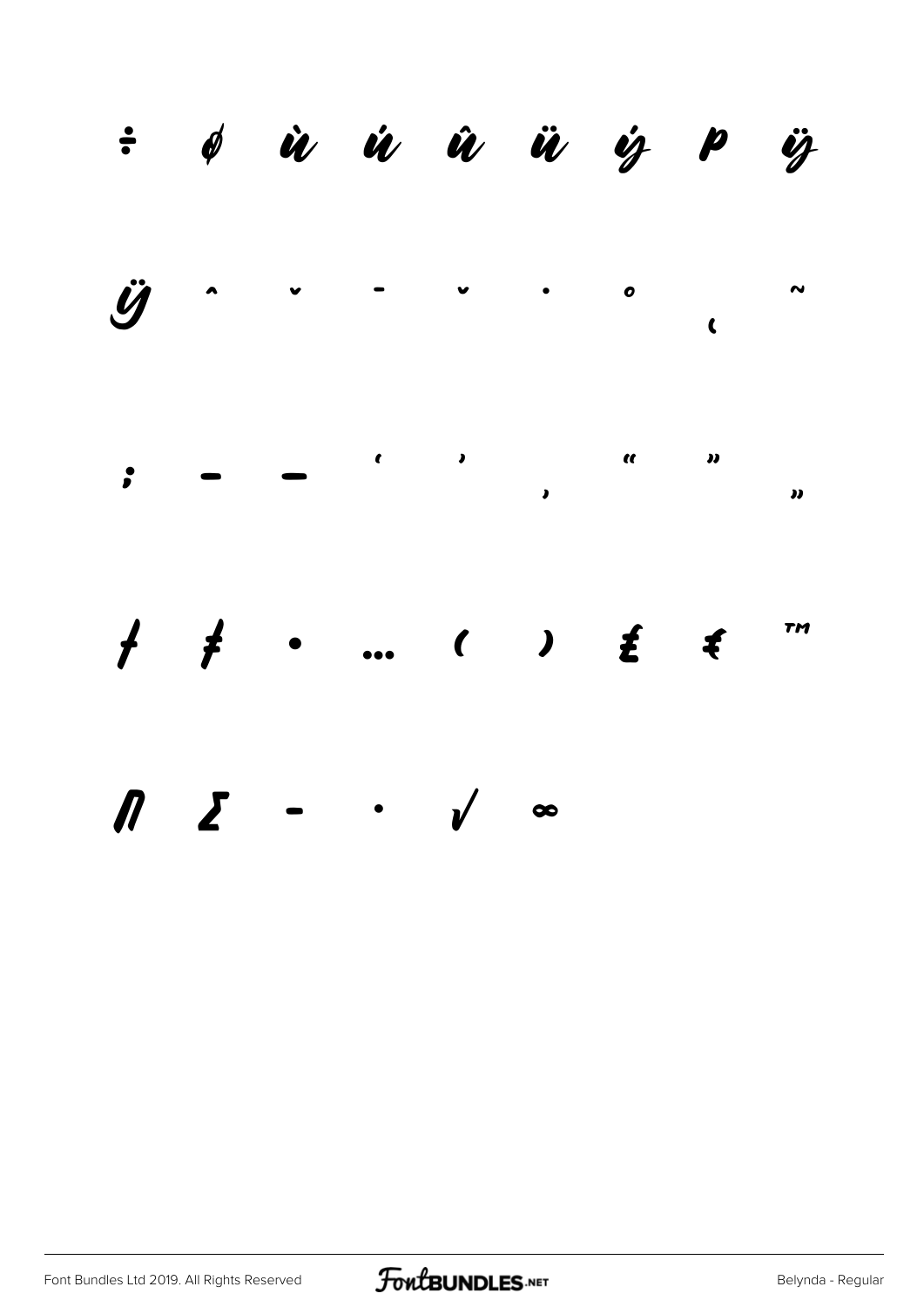÷ ø ù ú û ü ý þ ÿ

Ÿ ˆ ˇ ¯ ˘ ˙ ˚ ˛ ˜

; – — ‘ ’ ‚ “ ” „

† ‡ • … ( ) £ € ™

Π Σ − · √ ∞